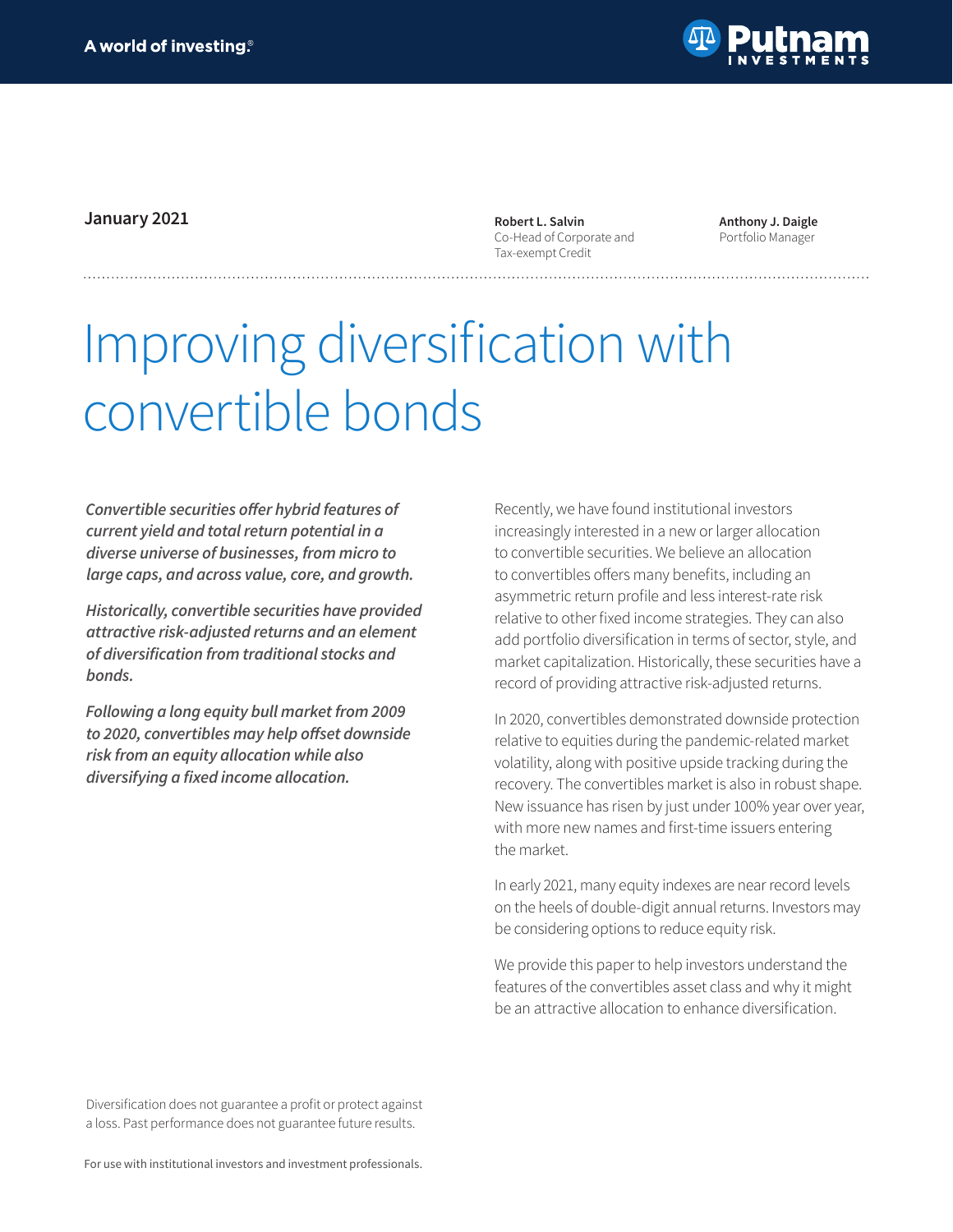A world of investing.®

Putnam Investments

January 2021

**Robert L. Salvin**
Co-Head of Corporate and Tax-exempt Credit

**Anthony J. Daigle**
Portfolio Manager

# Improving diversification with convertible bonds

***Convertible securities offer hybrid features of current yield and total return potential in a diverse universe of businesses, from micro to large caps, and across value, core, and growth.***

***Historically, convertible securities have provided attractive risk-adjusted returns and an element of diversification from traditional stocks and bonds.***

***Following a long equity bull market from 2009 to 2020, convertibles may help offset downside risk from an equity allocation while also diversifying a fixed income allocation.***

Recently, we have found institutional investors increasingly interested in a new or larger allocation to convertible securities. We believe an allocation to convertibles offers many benefits, including an asymmetric return profile and less interest-rate risk relative to other fixed income strategies. They can also add portfolio diversification in terms of sector, style, and market capitalization. Historically, these securities have a record of providing attractive risk-adjusted returns.

In 2020, convertibles demonstrated downside protection relative to equities during the pandemic-related market volatility, along with positive upside tracking during the recovery. The convertibles market is also in robust shape. New issuance has risen by just under 100% year over year, with more new names and first-time issuers entering the market.

In early 2021, many equity indexes are near record levels on the heels of double-digit annual returns. Investors may be considering options to reduce equity risk.

We provide this paper to help investors understand the features of the convertibles asset class and why it might be an attractive allocation to enhance diversification.

Diversification does not guarantee a profit or protect against a loss. Past performance does not guarantee future results.

For use with institutional investors and investment professionals.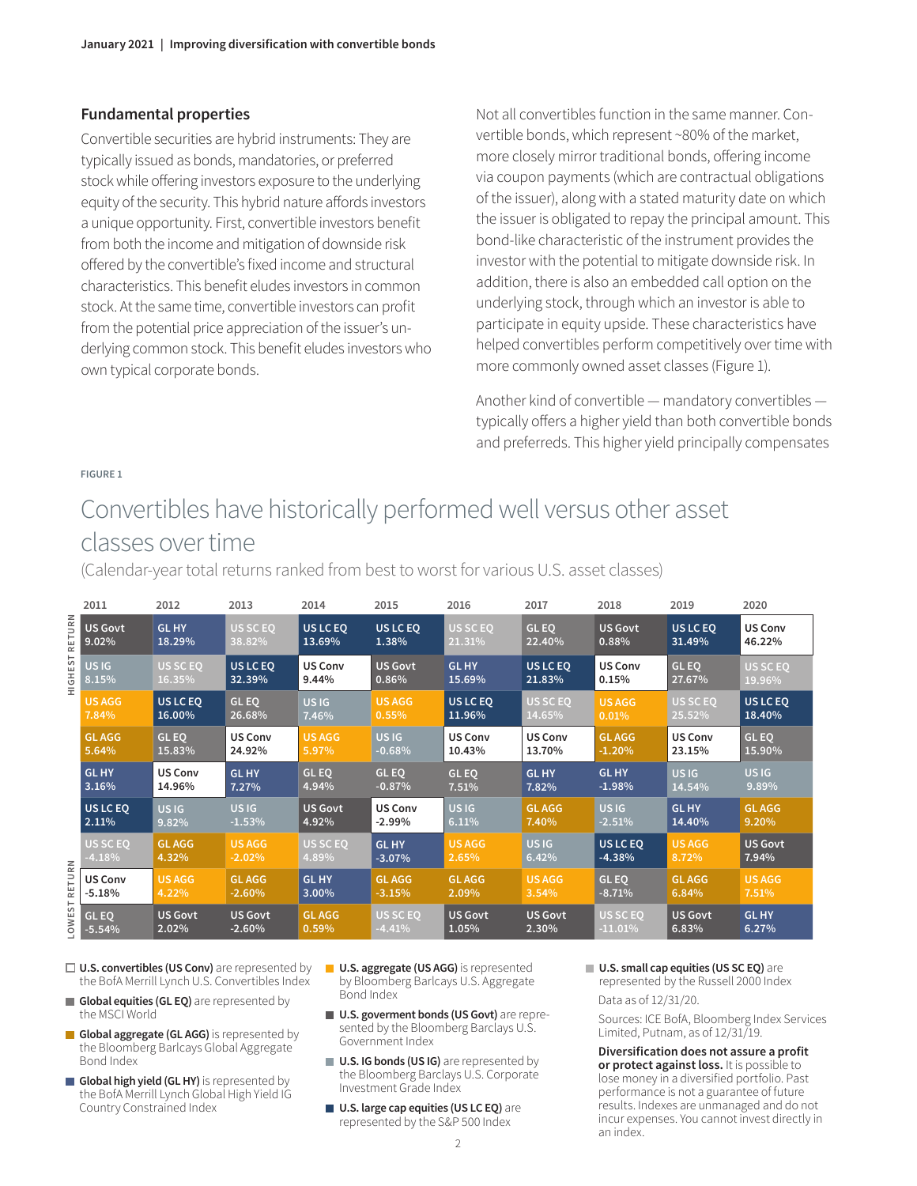## Fundamental properties

Convertible securities are hybrid instruments: They are typically issued as bonds, mandatories, or preferred stock while offering investors exposure to the underlying equity of the security. This hybrid nature affords investors a unique opportunity. First, convertible investors benefit from both the income and mitigation of downside risk offered by the convertible's fixed income and structural characteristics. This benefit eludes investors in common stock. At the same time, convertible investors can profit from the potential price appreciation of the issuer's underlying common stock. This benefit eludes investors who own typical corporate bonds.

Not all convertibles function in the same manner. Convertible bonds, which represent ~80% of the market, more closely mirror traditional bonds, offering income via coupon payments (which are contractual obligations of the issuer), along with a stated maturity date on which the issuer is obligated to repay the principal amount. This bond-like characteristic of the instrument provides the investor with the potential to mitigate downside risk. In addition, there is also an embedded call option on the underlying stock, through which an investor is able to participate in equity upside. These characteristics have helped convertibles perform competitively over time with more commonly owned asset classes (Figure 1).

Another kind of convertible — mandatory convertibles — typically offers a higher yield than both convertible bonds and preferreds. This higher yield principally compensates

FIGURE 1

## Convertibles have historically performed well versus other asset classes over time

(Calendar-year total returns ranked from best to worst for various U.S. asset classes)

| | 2011 | 2012 | 2013 | 2014 | 2015 | 2016 | 2017 | 2018 | 2019 | 2020 |
|---|---|---|---|---|---|---|---|---|---|---|
| HIGHEST RETURN | US Govt 9.02% | GL HY 18.29% | US SC EQ 38.82% | US LC EQ 13.69% | US LC EQ 1.38% | US SC EQ 21.31% | GL EQ 22.40% | US Govt 0.88% | US LC EQ 31.49% | US Conv 46.22% |
| | US IG 8.15% | US SC EQ 16.35% | US LC EQ 32.39% | US Conv 9.44% | US Govt 0.86% | GL HY 15.69% | US LC EQ 21.83% | US Conv 0.15% | GL EQ 27.67% | US SC EQ 19.96% |
| | US AGG 7.84% | US LC EQ 16.00% | GL EQ 26.68% | US IG 7.46% | US AGG 0.55% | US LC EQ 11.96% | US SC EQ 14.65% | US AGG 0.01% | US SC EQ 25.52% | US LC EQ 18.40% |
| | GL AGG 5.64% | GL EQ 15.83% | US Conv 24.92% | US AGG 5.97% | US IG -0.68% | US Conv 10.43% | US Conv 13.70% | GL AGG -1.20% | US Conv 23.15% | GL EQ 15.90% |
| | GL HY 3.16% | US Conv 14.96% | GL HY 7.27% | GL EQ 4.94% | GL EQ -0.87% | GL EQ 7.51% | GL HY 7.82% | GL HY -1.98% | US IG 14.54% | US IG 9.89% |
| | US LC EQ 2.11% | US IG 9.82% | US IG -1.53% | US Govt 4.92% | US Conv -2.99% | US IG 6.11% | GL AGG 7.40% | US IG -2.51% | GL HY 14.40% | GL AGG 9.20% |
| | US SC EQ -4.18% | GL AGG 4.32% | US AGG -2.02% | US SC EQ 4.89% | GL HY -3.07% | US AGG 2.65% | US IG 6.42% | US LC EQ -4.38% | US AGG 8.72% | US Govt 7.94% |
| | US Conv -5.18% | US AGG 4.22% | GL AGG -2.60% | GL HY 3.00% | GL AGG -3.15% | GL AGG 2.09% | US AGG 3.54% | GL EQ -8.71% | GL AGG 6.84% | US AGG 7.51% |
| LOWEST RETURN | GL EQ -5.54% | US Govt 2.02% | US Govt -2.60% | GL AGG 0.59% | US SC EQ -4.41% | US Govt 1.05% | US Govt 2.30% | US SC EQ -11.01% | US Govt 6.83% | GL HY 6.27% |

- **U.S. convertibles (US Conv)** are represented by the BofA Merrill Lynch U.S. Convertibles Index
- **Global equities (GL EQ)** are represented by the MSCI World
- **Global aggregate (GL AGG)** is represented by the Bloomberg Barclays Global Aggregate Bond Index
- **Global high yield (GL HY)** is represented by the BofA Merrill Lynch Global High Yield IG Country Constrained Index
- **U.S. aggregate (US AGG)** is represented by Bloomberg Barclays U.S. Aggregate Bond Index
- **U.S. goverment bonds (US Govt)** are represented by the Bloomberg Barclays U.S. Government Index
- **U.S. IG bonds (US IG)** are represented by the Bloomberg Barclays U.S. Corporate Investment Grade Index
- **U.S. large cap equities (US LC EQ)** are represented by the S&P 500 Index
- **U.S. small cap equities (US SC EQ)** are represented by the Russell 2000 Index

Data as of 12/31/20.

Sources: ICE BofA, Bloomberg Index Services Limited, Putnam, as of 12/31/19.

**Diversification does not assure a profit or protect against loss.** It is possible to lose money in a diversified portfolio. Past performance is not a guarantee of future results. Indexes are unmanaged and do not incur expenses. You cannot invest directly in an index.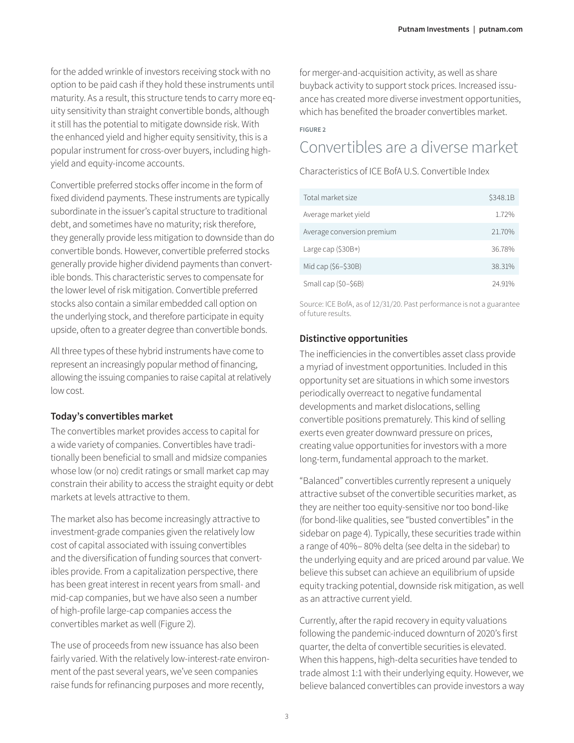for the added wrinkle of investors receiving stock with no option to be paid cash if they hold these instruments until maturity. As a result, this structure tends to carry more equity sensitivity than straight convertible bonds, although it still has the potential to mitigate downside risk. With the enhanced yield and higher equity sensitivity, this is a popular instrument for cross-over buyers, including high-yield and equity-income accounts.

Convertible preferred stocks offer income in the form of fixed dividend payments. These instruments are typically subordinate in the issuer's capital structure to traditional debt, and sometimes have no maturity; risk therefore, they generally provide less mitigation to downside than do convertible bonds. However, convertible preferred stocks generally provide higher dividend payments than convertible bonds. This characteristic serves to compensate for the lower level of risk mitigation. Convertible preferred stocks also contain a similar embedded call option on the underlying stock, and therefore participate in equity upside, often to a greater degree than convertible bonds.

All three types of these hybrid instruments have come to represent an increasingly popular method of financing, allowing the issuing companies to raise capital at relatively low cost.

### Today's convertibles market

The convertibles market provides access to capital for a wide variety of companies. Convertibles have traditionally been beneficial to small and midsize companies whose low (or no) credit ratings or small market cap may constrain their ability to access the straight equity or debt markets at levels attractive to them.

The market also has become increasingly attractive to investment-grade companies given the relatively low cost of capital associated with issuing convertibles and the diversification of funding sources that convertibles provide. From a capitalization perspective, there has been great interest in recent years from small- and mid-cap companies, but we have also seen a number of high-profile large-cap companies access the convertibles market as well (Figure 2).

The use of proceeds from new issuance has also been fairly varied. With the relatively low-interest-rate environment of the past several years, we've seen companies raise funds for refinancing purposes and more recently, for merger-and-acquisition activity, as well as share buyback activity to support stock prices. Increased issuance has created more diverse investment opportunities, which has benefited the broader convertibles market.

FIGURE 2

## Convertibles are a diverse market

Characteristics of ICE BofA U.S. Convertible Index

| | |
|---|---|
| Total market size | $348.1B |
| Average market yield | 1.72% |
| Average conversion premium | 21.70% |
| Large cap ($30B+) | 36.78% |
| Mid cap ($6–$30B) | 38.31% |
| Small cap ($0–$6B) | 24.91% |

Source: ICE BofA, as of 12/31/20. Past performance is not a guarantee of future results.

### Distinctive opportunities

The inefficiencies in the convertibles asset class provide a myriad of investment opportunities. Included in this opportunity set are situations in which some investors periodically overreact to negative fundamental developments and market dislocations, selling convertible positions prematurely. This kind of selling exerts even greater downward pressure on prices, creating value opportunities for investors with a more long-term, fundamental approach to the market.

"Balanced" convertibles currently represent a uniquely attractive subset of the convertible securities market, as they are neither too equity-sensitive nor too bond-like (for bond-like qualities, see "busted convertibles" in the sidebar on page 4). Typically, these securities trade within a range of 40%– 80% delta (see delta in the sidebar) to the underlying equity and are priced around par value. We believe this subset can achieve an equilibrium of upside equity tracking potential, downside risk mitigation, as well as an attractive current yield.

Currently, after the rapid recovery in equity valuations following the pandemic-induced downturn of 2020's first quarter, the delta of convertible securities is elevated. When this happens, high-delta securities have tended to trade almost 1:1 with their underlying equity. However, we believe balanced convertibles can provide investors a way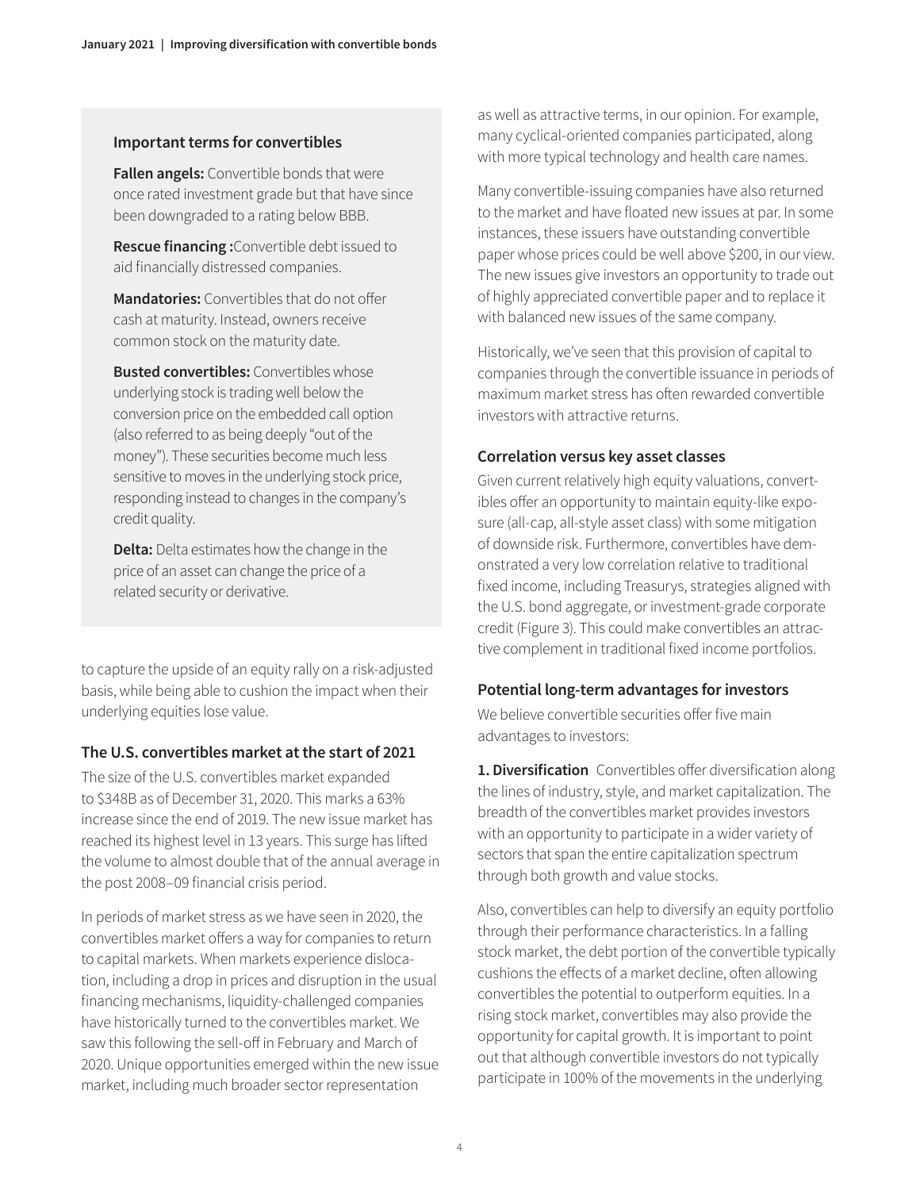### Important terms for convertibles

**Fallen angels:** Convertible bonds that were once rated investment grade but that have since been downgraded to a rating below BBB.

**Rescue financing :**Convertible debt issued to aid financially distressed companies.

**Mandatories:** Convertibles that do not offer cash at maturity. Instead, owners receive common stock on the maturity date.

**Busted convertibles:** Convertibles whose underlying stock is trading well below the conversion price on the embedded call option (also referred to as being deeply "out of the money"). These securities become much less sensitive to moves in the underlying stock price, responding instead to changes in the company's credit quality.

**Delta:** Delta estimates how the change in the price of an asset can change the price of a related security or derivative.

to capture the upside of an equity rally on a risk-adjusted basis, while being able to cushion the impact when their underlying equities lose value.

### The U.S. convertibles market at the start of 2021

The size of the U.S. convertibles market expanded to $348B as of December 31, 2020. This marks a 63% increase since the end of 2019. The new issue market has reached its highest level in 13 years. This surge has lifted the volume to almost double that of the annual average in the post 2008–09 financial crisis period.

In periods of market stress as we have seen in 2020, the convertibles market offers a way for companies to return to capital markets. When markets experience dislocation, including a drop in prices and disruption in the usual financing mechanisms, liquidity-challenged companies have historically turned to the convertibles market. We saw this following the sell-off in February and March of 2020. Unique opportunities emerged within the new issue market, including much broader sector representation as well as attractive terms, in our opinion. For example, many cyclical-oriented companies participated, along with more typical technology and health care names.

Many convertible-issuing companies have also returned to the market and have floated new issues at par. In some instances, these issuers have outstanding convertible paper whose prices could be well above $200, in our view. The new issues give investors an opportunity to trade out of highly appreciated convertible paper and to replace it with balanced new issues of the same company.

Historically, we've seen that this provision of capital to companies through the convertible issuance in periods of maximum market stress has often rewarded convertible investors with attractive returns.

### Correlation versus key asset classes

Given current relatively high equity valuations, convertibles offer an opportunity to maintain equity-like exposure (all-cap, all-style asset class) with some mitigation of downside risk. Furthermore, convertibles have demonstrated a very low correlation relative to traditional fixed income, including Treasurys, strategies aligned with the U.S. bond aggregate, or investment-grade corporate credit (Figure 3). This could make convertibles an attractive complement in traditional fixed income portfolios.

### Potential long-term advantages for investors

We believe convertible securities offer five main advantages to investors:

**1. Diversification** Convertibles offer diversification along the lines of industry, style, and market capitalization. The breadth of the convertibles market provides investors with an opportunity to participate in a wider variety of sectors that span the entire capitalization spectrum through both growth and value stocks.

Also, convertibles can help to diversify an equity portfolio through their performance characteristics. In a falling stock market, the debt portion of the convertible typically cushions the effects of a market decline, often allowing convertibles the potential to outperform equities. In a rising stock market, convertibles may also provide the opportunity for capital growth. It is important to point out that although convertible investors do not typically participate in 100% of the movements in the underlying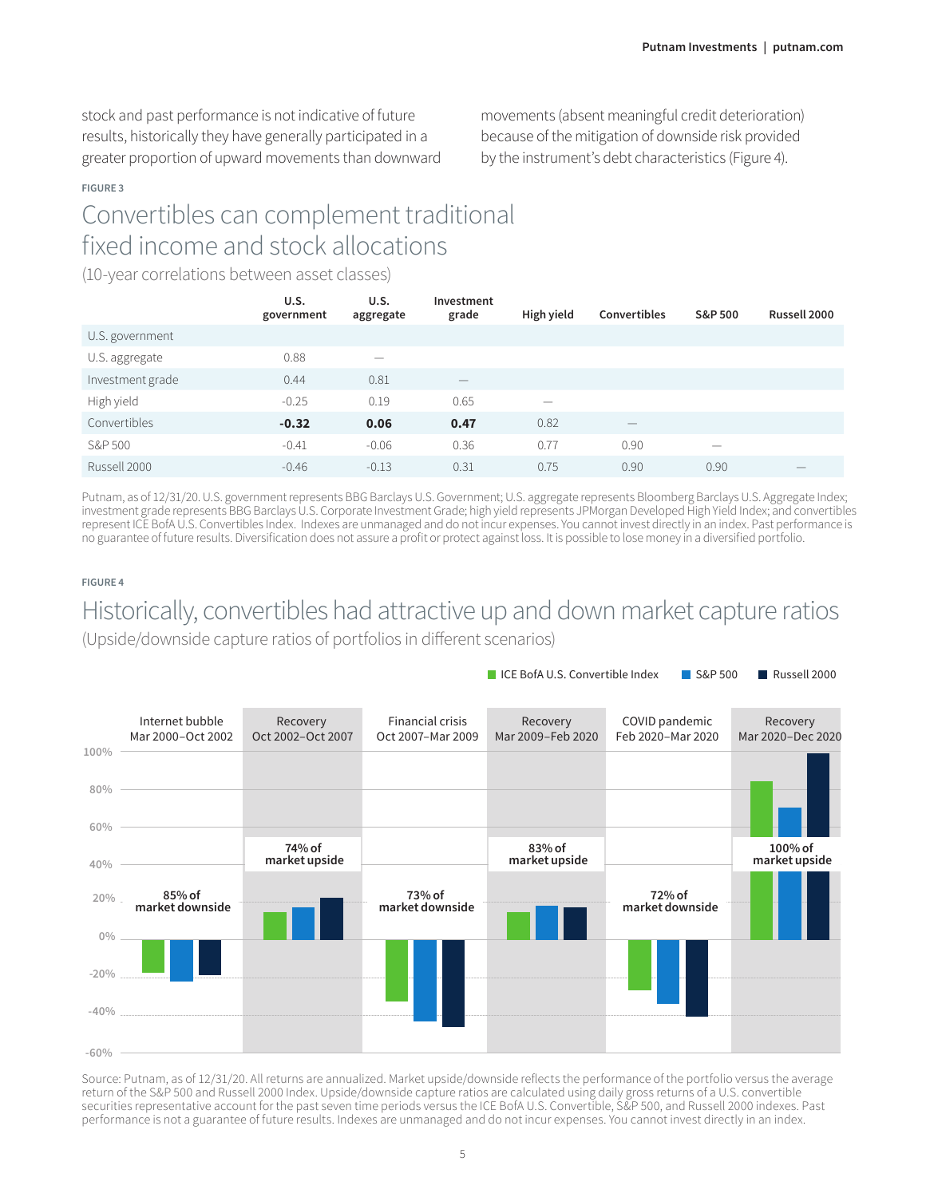stock and past performance is not indicative of future results, historically they have generally participated in a greater proportion of upward movements than downward movements (absent meaningful credit deterioration) because of the mitigation of downside risk provided by the instrument's debt characteristics (Figure 4).

FIGURE 3

## Convertibles can complement traditional fixed income and stock allocations

(10-year correlations between asset classes)

| | U.S. government | U.S. aggregate | Investment grade | High yield | Convertibles | S&P 500 | Russell 2000 |
|---|---|---|---|---|---|---|---|
| U.S. government | | | | | | | |
| U.S. aggregate | 0.88 | — | | | | | |
| Investment grade | 0.44 | 0.81 | — | | | | |
| High yield | -0.25 | 0.19 | 0.65 | — | | | |
| Convertibles | **-0.32** | **0.06** | **0.47** | 0.82 | — | | |
| S&P 500 | -0.41 | -0.06 | 0.36 | 0.77 | 0.90 | — | |
| Russell 2000 | -0.46 | -0.13 | 0.31 | 0.75 | 0.90 | 0.90 | — |

Putnam, as of 12/31/20. U.S. government represents BBG Barclays U.S. Government; U.S. aggregate represents Bloomberg Barclays U.S. Aggregate Index; investment grade represents BBG Barclays U.S. Corporate Investment Grade; high yield represents JPMorgan Developed High Yield Index; and convertibles represent ICE BofA U.S. Convertibles Index. Indexes are unmanaged and do not incur expenses. You cannot invest directly in an index. Past performance is no guarantee of future results. Diversification does not assure a profit or protect against loss. It is possible to lose money in a diversified portfolio.

FIGURE 4

## Historically, convertibles had attractive up and down market capture ratios

(Upside/downside capture ratios of portfolios in different scenarios)

ICE BofA U.S. Convertible Index | S&P 500 | Russell 2000

| Period | Capture |
|---|---|
| Internet bubble Mar 2000–Oct 2002 | 85% of market downside |
| Recovery Oct 2002–Oct 2007 | 74% of market upside |
| Financial crisis Oct 2007–Mar 2009 | 73% of market downside |
| Recovery Mar 2009–Feb 2020 | 83% of market upside |
| COVID pandemic Feb 2020–Mar 2020 | 72% of market downside |
| Recovery Mar 2020–Dec 2020 | 100% of market upside |

Source: Putnam, as of 12/31/20. All returns are annualized. Market upside/downside reflects the performance of the portfolio versus the average return of the S&P 500 and Russell 2000 Index. Upside/downside capture ratios are calculated using daily gross returns of a U.S. convertible securities representative account for the past seven time periods versus the ICE BofA U.S. Convertible, S&P 500, and Russell 2000 indexes. Past performance is not a guarantee of future results. Indexes are unmanaged and do not incur expenses. You cannot invest directly in an index.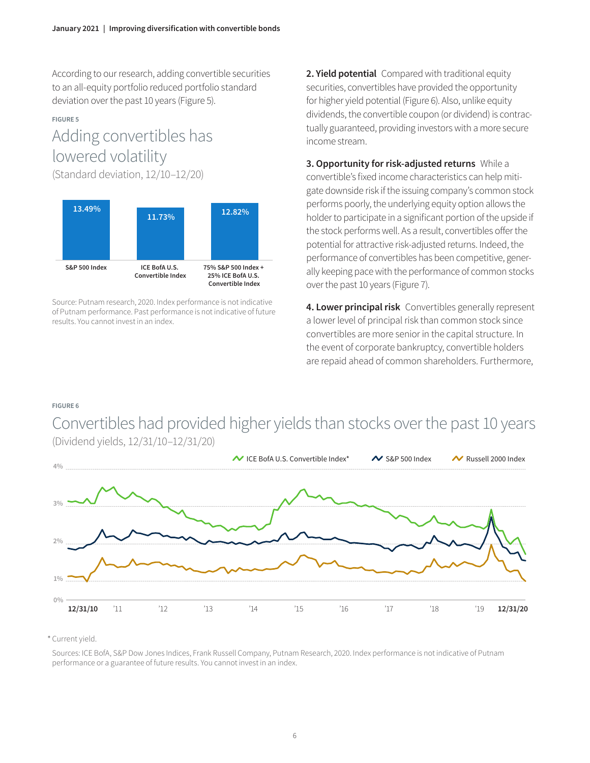According to our research, adding convertible securities to an all-equity portfolio reduced portfolio standard deviation over the past 10 years (Figure 5).

FIGURE 5

## Adding convertibles has lowered volatility

(Standard deviation, 12/10–12/20)

| S&P 500 Index | ICE BofA U.S. Convertible Index | 75% S&P 500 Index + 25% ICE BofA U.S. Convertible Index |
|---|---|---|
| 13.49% | 11.73% | 12.82% |

Source: Putnam research, 2020. Index performance is not indicative of Putnam performance. Past performance is not indicative of future results. You cannot invest in an index.

**2. Yield potential** Compared with traditional equity securities, convertibles have provided the opportunity for higher yield potential (Figure 6). Also, unlike equity dividends, the convertible coupon (or dividend) is contractually guaranteed, providing investors with a more secure income stream.

**3. Opportunity for risk-adjusted returns** While a convertible's fixed income characteristics can help mitigate downside risk if the issuing company's common stock performs poorly, the underlying equity option allows the holder to participate in a significant portion of the upside if the stock performs well. As a result, convertibles offer the potential for attractive risk-adjusted returns. Indeed, the performance of convertibles has been competitive, generally keeping pace with the performance of common stocks over the past 10 years (Figure 7).

**4. Lower principal risk** Convertibles generally represent a lower level of principal risk than common stock since convertibles are more senior in the capital structure. In the event of corporate bankruptcy, convertible holders are repaid ahead of common shareholders. Furthermore,

FIGURE 6

## Convertibles had provided higher yields than stocks over the past 10 years

(Dividend yields, 12/31/10–12/31/20)

ICE BofA U.S. Convertible Index* | S&P 500 Index | Russell 2000 Index

4% | 3% | 2% | 1% | 0%

12/31/10 | '11 | '12 | '13 | '14 | '15 | '16 | '17 | '18 | '19 | 12/31/20

\* Current yield.

Sources: ICE BofA, S&P Dow Jones Indices, Frank Russell Company, Putnam Research, 2020. Index performance is not indicative of Putnam performance or a guarantee of future results. You cannot invest in an index.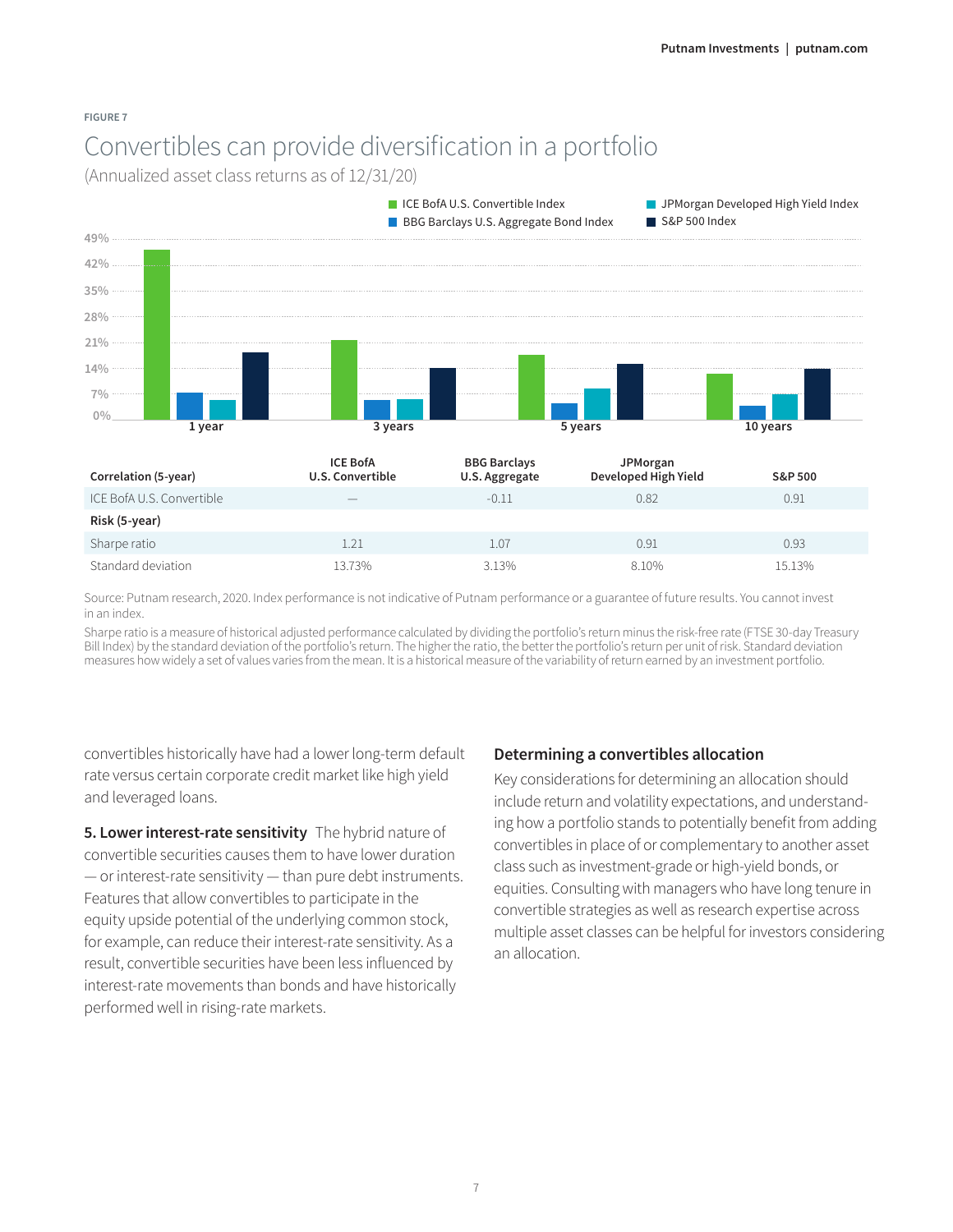FIGURE 7

## Convertibles can provide diversification in a portfolio

(Annualized asset class returns as of 12/31/20)

| Correlation (5-year) | ICE BofA U.S. Convertible | BBG Barclays U.S. Aggregate | JPMorgan Developed High Yield | S&P 500 |
|---|---|---|---|---|
| ICE BofA U.S. Convertible | — | -0.11 | 0.82 | 0.91 |
| **Risk (5-year)** | | | | |
| Sharpe ratio | 1.21 | 1.07 | 0.91 | 0.93 |
| Standard deviation | 13.73% | 3.13% | 8.10% | 15.13% |

Source: Putnam research, 2020. Index performance is not indicative of Putnam performance or a guarantee of future results. You cannot invest in an index.

Sharpe ratio is a measure of historical adjusted performance calculated by dividing the portfolio's return minus the risk-free rate (FTSE 30-day Treasury Bill Index) by the standard deviation of the portfolio's return. The higher the ratio, the better the portfolio's return per unit of risk. Standard deviation measures how widely a set of values varies from the mean. It is a historical measure of the variability of return earned by an investment portfolio.

convertibles historically have had a lower long-term default rate versus certain corporate credit market like high yield and leveraged loans.

**5. Lower interest-rate sensitivity** The hybrid nature of convertible securities causes them to have lower duration — or interest-rate sensitivity — than pure debt instruments. Features that allow convertibles to participate in the equity upside potential of the underlying common stock, for example, can reduce their interest-rate sensitivity. As a result, convertible securities have been less influenced by interest-rate movements than bonds and have historically performed well in rising-rate markets.

### Determining a convertibles allocation

Key considerations for determining an allocation should include return and volatility expectations, and understanding how a portfolio stands to potentially benefit from adding convertibles in place of or complementary to another asset class such as investment-grade or high-yield bonds, or equities. Consulting with managers who have long tenure in convertible strategies as well as research expertise across multiple asset classes can be helpful for investors considering an allocation.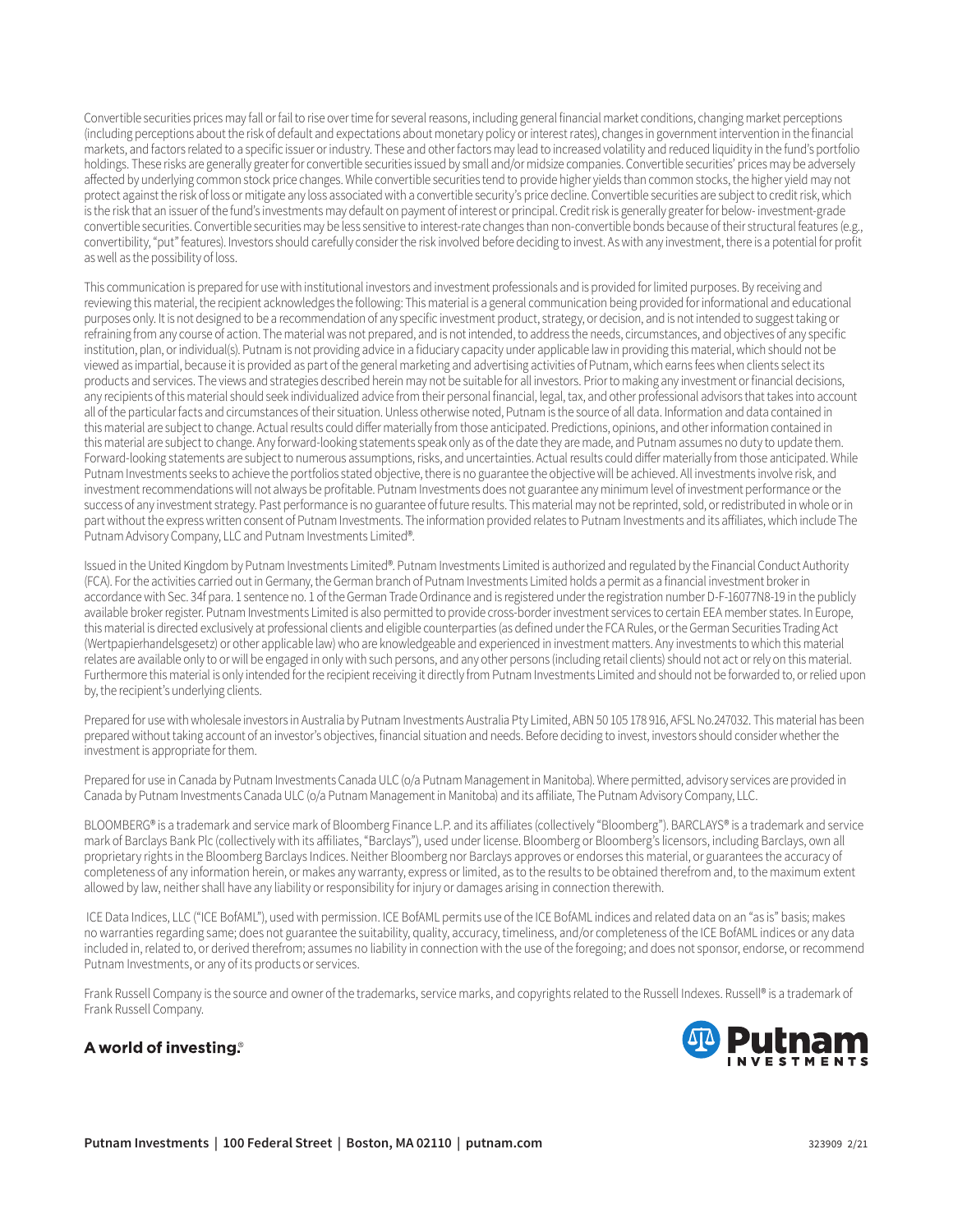Convertible securities prices may fall or fail to rise over time for several reasons, including general financial market conditions, changing market perceptions (including perceptions about the risk of default and expectations about monetary policy or interest rates), changes in government intervention in the financial markets, and factors related to a specific issuer or industry. These and other factors may lead to increased volatility and reduced liquidity in the fund's portfolio holdings. These risks are generally greater for convertible securities issued by small and/or midsize companies. Convertible securities' prices may be adversely affected by underlying common stock price changes. While convertible securities tend to provide higher yields than common stocks, the higher yield may not protect against the risk of loss or mitigate any loss associated with a convertible security's price decline. Convertible securities are subject to credit risk, which is the risk that an issuer of the fund's investments may default on payment of interest or principal. Credit risk is generally greater for below- investment-grade convertible securities. Convertible securities may be less sensitive to interest-rate changes than non-convertible bonds because of their structural features (e.g., convertibility, "put" features). Investors should carefully consider the risk involved before deciding to invest. As with any investment, there is a potential for profit as well as the possibility of loss.

This communication is prepared for use with institutional investors and investment professionals and is provided for limited purposes. By receiving and reviewing this material, the recipient acknowledges the following: This material is a general communication being provided for informational and educational purposes only. It is not designed to be a recommendation of any specific investment product, strategy, or decision, and is not intended to suggest taking or refraining from any course of action. The material was not prepared, and is not intended, to address the needs, circumstances, and objectives of any specific institution, plan, or individual(s). Putnam is not providing advice in a fiduciary capacity under applicable law in providing this material, which should not be viewed as impartial, because it is provided as part of the general marketing and advertising activities of Putnam, which earns fees when clients select its products and services. The views and strategies described herein may not be suitable for all investors. Prior to making any investment or financial decisions, any recipients of this material should seek individualized advice from their personal financial, legal, tax, and other professional advisors that takes into account all of the particular facts and circumstances of their situation. Unless otherwise noted, Putnam is the source of all data. Information and data contained in this material are subject to change. Actual results could differ materially from those anticipated. Predictions, opinions, and other information contained in this material are subject to change. Any forward-looking statements speak only as of the date they are made, and Putnam assumes no duty to update them. Forward-looking statements are subject to numerous assumptions, risks, and uncertainties. Actual results could differ materially from those anticipated. While Putnam Investments seeks to achieve the portfolios stated objective, there is no guarantee the objective will be achieved. All investments involve risk, and investment recommendations will not always be profitable. Putnam Investments does not guarantee any minimum level of investment performance or the success of any investment strategy. Past performance is no guarantee of future results. This material may not be reprinted, sold, or redistributed in whole or in part without the express written consent of Putnam Investments. The information provided relates to Putnam Investments and its affiliates, which include The Putnam Advisory Company, LLC and Putnam Investments Limited®.

Issued in the United Kingdom by Putnam Investments Limited®. Putnam Investments Limited is authorized and regulated by the Financial Conduct Authority (FCA). For the activities carried out in Germany, the German branch of Putnam Investments Limited holds a permit as a financial investment broker in accordance with Sec. 34f para. 1 sentence no. 1 of the German Trade Ordinance and is registered under the registration number D-F-16077N8-19 in the publicly available broker register. Putnam Investments Limited is also permitted to provide cross-border investment services to certain EEA member states. In Europe, this material is directed exclusively at professional clients and eligible counterparties (as defined under the FCA Rules, or the German Securities Trading Act (Wertpapierhandelsgesetz) or other applicable law) who are knowledgeable and experienced in investment matters. Any investments to which this material relates are available only to or will be engaged in only with such persons, and any other persons (including retail clients) should not act or rely on this material. Furthermore this material is only intended for the recipient receiving it directly from Putnam Investments Limited and should not be forwarded to, or relied upon by, the recipient's underlying clients.

Prepared for use with wholesale investors in Australia by Putnam Investments Australia Pty Limited, ABN 50 105 178 916, AFSL No.247032. This material has been prepared without taking account of an investor's objectives, financial situation and needs. Before deciding to invest, investors should consider whether the investment is appropriate for them.

Prepared for use in Canada by Putnam Investments Canada ULC (o/a Putnam Management in Manitoba). Where permitted, advisory services are provided in Canada by Putnam Investments Canada ULC (o/a Putnam Management in Manitoba) and its affiliate, The Putnam Advisory Company, LLC.

BLOOMBERG® is a trademark and service mark of Bloomberg Finance L.P. and its affiliates (collectively "Bloomberg"). BARCLAYS® is a trademark and service mark of Barclays Bank Plc (collectively with its affiliates, "Barclays"), used under license. Bloomberg or Bloomberg's licensors, including Barclays, own all proprietary rights in the Bloomberg Barclays Indices. Neither Bloomberg nor Barclays approves or endorses this material, or guarantees the accuracy of completeness of any information herein, or makes any warranty, express or limited, as to the results to be obtained therefrom and, to the maximum extent allowed by law, neither shall have any liability or responsibility for injury or damages arising in connection therewith.

ICE Data Indices, LLC ("ICE BofAML"), used with permission. ICE BofAML permits use of the ICE BofAML indices and related data on an "as is" basis; makes no warranties regarding same; does not guarantee the suitability, quality, accuracy, timeliness, and/or completeness of the ICE BofAML indices or any data included in, related to, or derived therefrom; assumes no liability in connection with the use of the foregoing; and does not sponsor, endorse, or recommend Putnam Investments, or any of its products or services.

Frank Russell Company is the source and owner of the trademarks, service marks, and copyrights related to the Russell Indexes. Russell® is a trademark of Frank Russell Company.

**A world of investing.®**

**Putnam INVESTMENTS**

**Putnam Investments | 100 Federal Street | Boston, MA 02110 | putnam.com**

323909 2/21